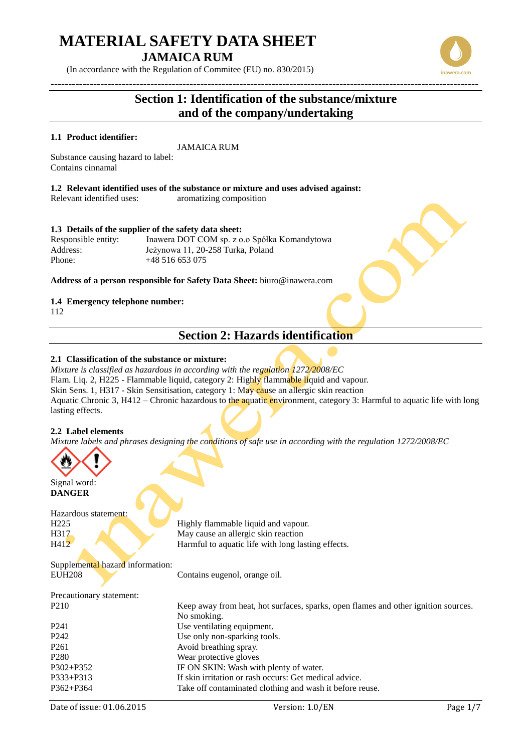# MATERIAL SAFETY DATA SHEET

## JAMAICA RUM

(In accordance with the Regulation of Commitee (EU) no. 830/2015)

## Section 1: Identification of the substance/mixture and of the company/undertaking

### 1.1 Product identifier:

JAMAICA RUM

Substance causing hazard to label:
Contains cinnamal

### 1.2 Relevant identified uses of the substance or mixture and uses advised against:

Relevant identified uses: aromatizing composition

### 1.3 Details of the supplier of the safety data sheet:

| | |
|---|---|
| Responsible entity: | Inawera DOT COM sp. z o.o Spółka Komandytowa |
| Address: | Jeżynowa 11, 20-258 Turka, Poland |
| Phone: | +48 516 653 075 |

**Address of a person responsible for Safety Data Sheet:** biuro@inawera.com

### 1.4 Emergency telephone number:

112

## Section 2: Hazards identification

### 2.1 Classification of the substance or mixture:

*Mixture is classified as hazardous in according with the regulation 1272/2008/EC*

Flam. Liq. 2, H225 - Flammable liquid, category 2: Highly flammable liquid and vapour.
Skin Sens. 1, H317 - Skin Sensitisation, category 1: May cause an allergic skin reaction
Aquatic Chronic 3, H412 – Chronic hazardous to the aquatic environment, category 3: Harmful to aquatic life with long lasting effects.

### 2.2 Label elements

*Mixture labels and phrases designing the conditions of safe use in according with the regulation 1272/2008/EC*

Signal word:
**DANGER**

Hazardous statement:

| | |
|---|---|
| H225 | Highly flammable liquid and vapour. |
| H317 | May cause an allergic skin reaction |
| H412 | Harmful to aquatic life with long lasting effects. |

Supplemental hazard information:

| | |
|---|---|
| EUH208 | Contains eugenol, orange oil. |

Precautionary statement:

| | |
|---|---|
| P210 | Keep away from heat, hot surfaces, sparks, open flames and other ignition sources. No smoking. |
| P241 | Use ventilating equipment. |
| P242 | Use only non-sparking tools. |
| P261 | Avoid breathing spray. |
| P280 | Wear protective gloves |
| P302+P352 | IF ON SKIN: Wash with plenty of water. |
| P333+P313 | If skin irritation or rash occurs: Get medical advice. |
| P362+P364 | Take off contaminated clothing and wash it before reuse. |

Date of issue: 01.06.2015 Version: 1.0/EN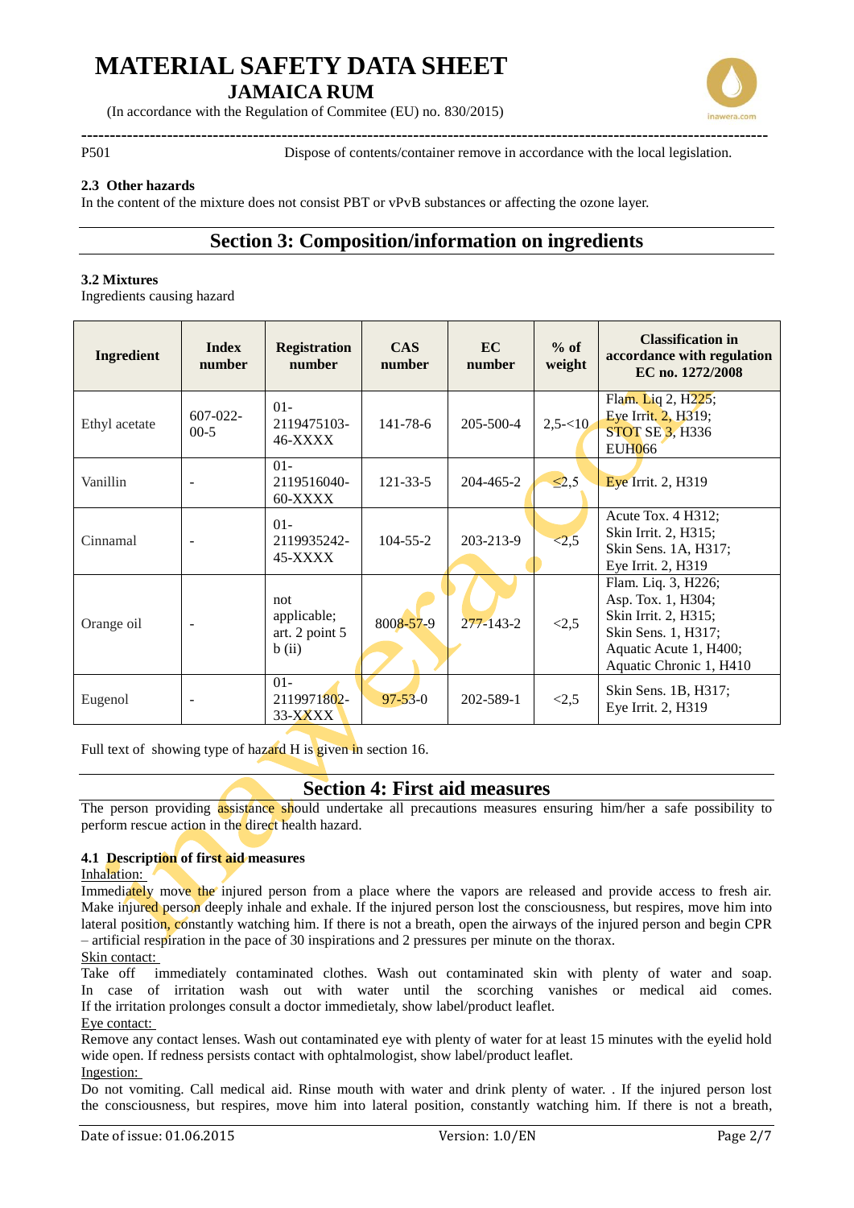| P501 | Dispose of contents/container remove in accordance with the local legislation. |
|---|---|

### 2.3 Other hazards

In the content of the mixture does not consist PBT or vPvB substances or affecting the ozone layer.

## Section 3: Composition/information on ingredients

### 3.2 Mixtures

Ingredients causing hazard

| Ingredient | Index number | Registration number | CAS number | EC number | % of weight | Classification in accordance with regulation EC no. 1272/2008 |
|---|---|---|---|---|---|---|
| Ethyl acetate | 607-022-00-5 | 01-2119475103-46-XXXX | 141-78-6 | 205-500-4 | 2,5-<10 | Flam. Liq 2, H225; Eye Irrit. 2, H319; STOT SE 3, H336 EUH066 |
| Vanillin | - | 01-2119516040-60-XXXX | 121-33-5 | 204-465-2 | ≤2,5 | Eye Irrit. 2, H319 |
| Cinnamal | - | 01-2119935242-45-XXXX | 104-55-2 | 203-213-9 | <2,5 | Acute Tox. 4 H312; Skin Irrit. 2, H315; Skin Sens. 1A, H317; Eye Irrit. 2, H319 |
| Orange oil | - | not applicable; art. 2 point 5 b (ii) | 8008-57-9 | 277-143-2 | <2,5 | Flam. Liq. 3, H226; Asp. Tox. 1, H304; Skin Irrit. 2, H315; Skin Sens. 1, H317; Aquatic Acute 1, H400; Aquatic Chronic 1, H410 |
| Eugenol | - | 01-2119971802-33-XXXX | 97-53-0 | 202-589-1 | <2,5 | Skin Sens. 1B, H317; Eye Irrit. 2, H319 |

Full text of showing type of hazard H is given in section 16.

## Section 4: First aid measures

The person providing assistance should undertake all precautions measures ensuring him/her a safe possibility to perform rescue action in the direct health hazard.

### 4.1 Description of first aid measures

Inhalation:

Immediately move the injured person from a place where the vapors are released and provide access to fresh air. Make injured person deeply inhale and exhale. If the injured person lost the consciousness, but respires, move him into lateral position, constantly watching him. If there is not a breath, open the airways of the injured person and begin CPR – artificial respiration in the pace of 30 inspirations and 2 pressures per minute on the thorax.

Skin contact:

Take off immediately contaminated clothes. Wash out contaminated skin with plenty of water and soap. In case of irritation wash out with water until the scorching vanishes or medical aid comes. If the irritation prolonges consult a doctor immedietaly, show label/product leaflet.

Eye contact:

Remove any contact lenses. Wash out contaminated eye with plenty of water for at least 15 minutes with the eyelid hold wide open. If redness persists contact with ophtalmologist, show label/product leaflet.

Ingestion:

Do not vomiting. Call medical aid. Rinse mouth with water and drink plenty of water. . If the injured person lost the consciousness, but respires, move him into lateral position, constantly watching him. If there is not a breath,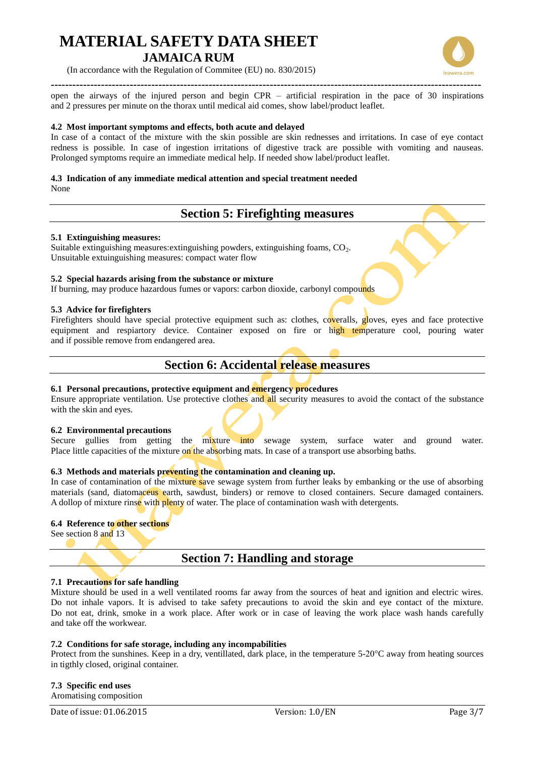open the airways of the injured person and begin CPR – artificial respiration in the pace of 30 inspirations and 2 pressures per minute on the thorax until medical aid comes, show label/product leaflet.

**4.2 Most important symptoms and effects, both acute and delayed**
In case of a contact of the mixture with the skin possible are skin rednesses and irritations. In case of eye contact redness is possible. In case of ingestion irritations of digestive track are possible with vomiting and nauseas. Prolonged symptoms require an immediate medical help. If needed show label/product leaflet.

**4.3 Indication of any immediate medical attention and special treatment needed**
None

## Section 5: Firefighting measures

**5.1 Extinguishing measures:**
Suitable extinguishing measures:extinguishing powders, extinguishing foams, $CO_2$.
Unsuitable extuinguishing measures: compact water flow

**5.2 Special hazards arising from the substance or mixture**
If burning, may produce hazardous fumes or vapors: carbon dioxide, carbonyl compounds

**5.3 Advice for firefighters**
Firefighters should have special protective equipment such as: clothes, coveralls, gloves, eyes and face protective equipment and respiartory device. Container exposed on fire or high temperature cool, pouring water and if possible remove from endangered area.

## Section 6: Accidental release measures

**6.1 Personal precautions, protective equipment and emergency procedures**
Ensure appropriate ventilation. Use protective clothes and all security measures to avoid the contact of the substance with the skin and eyes.

**6.2 Environmental precautions**
Secure gullies from getting the mixture into sewage system, surface water and ground water. Place little capacities of the mixture on the absorbing mats. In case of a transport use absorbing baths.

**6.3 Methods and materials preventing the contamination and cleaning up.**
In case of contamination of the mixture save sewage system from further leaks by embanking or the use of absorbing materials (sand, diatomaceus earth, sawdust, binders) or remove to closed containers. Secure damaged containers. A dollop of mixture rinse with plenty of water. The place of contamination wash with detergents.

**6.4 Reference to other sections**
See section 8 and 13

## Section 7: Handling and storage

**7.1 Precautions for safe handling**
Mixture should be used in a well ventilated rooms far away from the sources of heat and ignition and electric wires. Do not inhale vapors. It is advised to take safety precautions to avoid the skin and eye contact of the mixture. Do not eat, drink, smoke in a work place. After work or in case of leaving the work place wash hands carefully and take off the workwear.

**7.2 Conditions for safe storage, including any incompabilities**
Protect from the sunshines. Keep in a dry, ventillated, dark place, in the temperature 5-20°C away from heating sources in tigthly closed, original container.

**7.3 Specific end uses**
Aromatising composition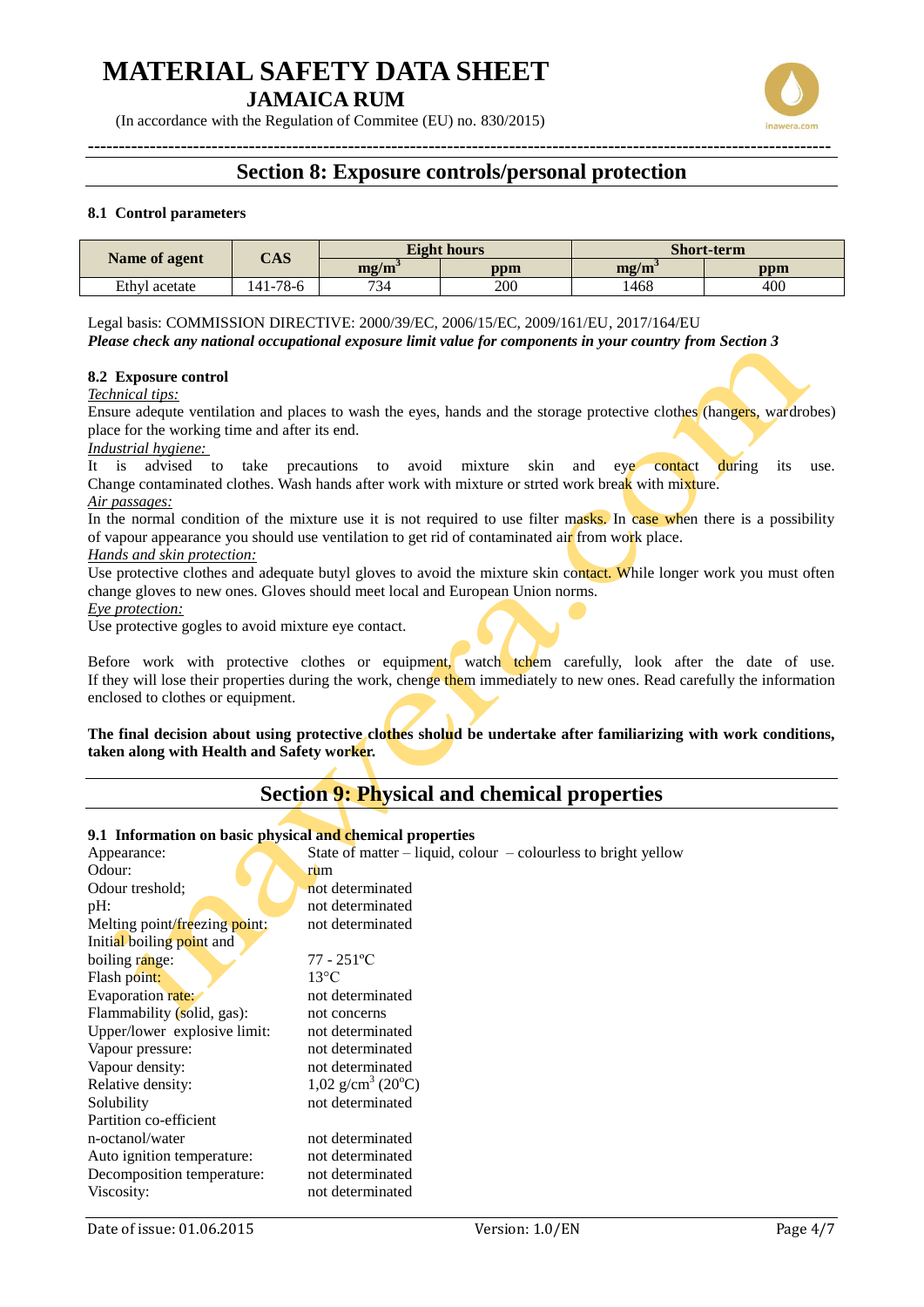# MATERIAL SAFETY DATA SHEET
## JAMAICA RUM

(In accordance with the Regulation of Commitee (EU) no. 830/2015)

## Section 8: Exposure controls/personal protection

### 8.1 Control parameters

| Name of agent | CAS | Eight hours | | Short-term | |
|---|---|---|---|---|---|
| | | $mg/m^3$ | ppm | $mg/m^3$ | ppm |
| Ethyl acetate | 141-78-6 | 734 | 200 | 1468 | 400 |

Legal basis: COMMISSION DIRECTIVE: 2000/39/EC, 2006/15/EC, 2009/161/EU, 2017/164/EU

***Please check any national occupational exposure limit value for components in your country from Section 3***

### 8.2 Exposure control

*Technical tips:*

Ensure adequte ventilation and places to wash the eyes, hands and the storage protective clothes (hangers, wardrobes) place for the working time and after its end.

*Industrial hygiene:*

It is advised to take precautions to avoid mixture skin and eye contact during its use. Change contaminated clothes. Wash hands after work with mixture or strted work break with mixture.

*Air passages:*

In the normal condition of the mixture use it is not required to use filter masks. In case when there is a possibility of vapour appearance you should use ventilation to get rid of contaminated air from work place.

*Hands and skin protection:*

Use protective clothes and adequate butyl gloves to avoid the mixture skin contact. While longer work you must often change gloves to new ones. Gloves should meet local and European Union norms.

*Eye protection:*

Use protective gogles to avoid mixture eye contact.

Before work with protective clothes or equipment, watch tchem carefully, look after the date of use. If they will lose their properties during the work, chenge them immediately to new ones. Read carefully the information enclosed to clothes or equipment.

**The final decision about using protective clothes sholud be undertake after familiarizing with work conditions, taken along with Health and Safety worker.**

## Section 9: Physical and chemical properties

### 9.1 Information on basic physical and chemical properties

| | |
|---|---|
| Appearance: | State of matter – liquid, colour – colourless to bright yellow |
| Odour: | rum |
| Odour treshold; | not determinated |
| pH: | not determinated |
| Melting point/freezing point: | not determinated |
| Initial boiling point and boiling range: | 77 - 251ºC |
| Flash point: | 13°C |
| Evaporation rate: | not determinated |
| Flammability (solid, gas): | not concerns |
| Upper/lower explosive limit: | not determinated |
| Vapour pressure: | not determinated |
| Vapour density: | not determinated |
| Relative density: | 1,02 $g/cm^3$ (20$^o$C) |
| Solubility | not determinated |
| Partition co-efficient n-octanol/water | not determinated |
| Auto ignition temperature: | not determinated |
| Decomposition temperature: | not determinated |
| Viscosity: | not determinated |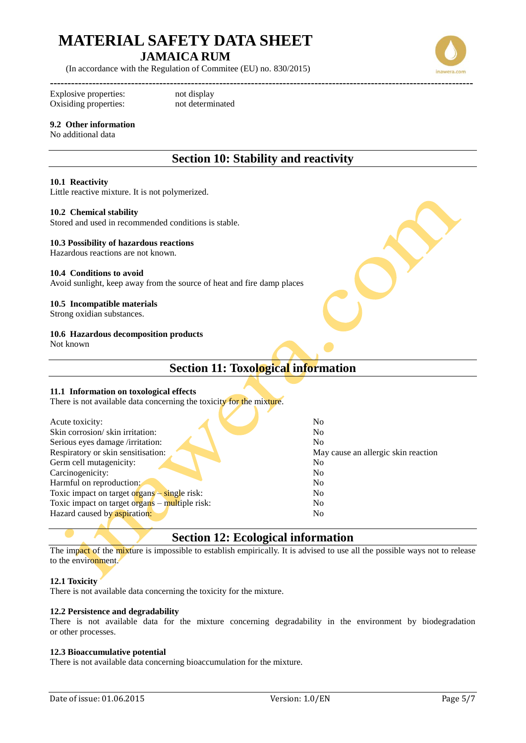| | |
|---|---|
| Explosive properties: | not display |
| Oxisiding properties: | not determinated |

**9.2 Other information**

No additional data

## Section 10: Stability and reactivity

**10.1 Reactivity**

Little reactive mixture. It is not polymerized.

**10.2 Chemical stability**

Stored and used in recommended conditions is stable.

**10.3 Possibility of hazardous reactions**

Hazardous reactions are not known.

**10.4 Conditions to avoid**

Avoid sunlight, keep away from the source of heat and fire damp places

**10.5 Incompatible materials**

Strong oxidian substances.

**10.6 Hazardous decomposition products**

Not known

## Section 11: Toxological information

**11.1 Information on toxological effects**

There is not available data concerning the toxicity for the mixture.

| | |
|---|---|
| Acute toxicity: | No |
| Skin corrosion/ skin irritation: | No |
| Serious eyes damage /irritation: | No |
| Respiratory or skin sensitisation: | May cause an allergic skin reaction |
| Germ cell mutagenicity: | No |
| Carcinogenicity: | No |
| Harmful on reproduction: | No |
| Toxic impact on target organs – single risk: | No |
| Toxic impact on target organs – multiple risk: | No |
| Hazard caused by aspiration: | No |

## Section 12: Ecological information

The impact of the mixture is impossible to establish empirically. It is advised to use all the possible ways not to release to the environment.

**12.1 Toxicity**

There is not available data concerning the toxicity for the mixture.

**12.2 Persistence and degradability**

There is not available data for the mixture concerning degradability in the environment by biodegradation or other processes.

**12.3 Bioaccumulative potential**

There is not available data concerning bioaccumulation for the mixture.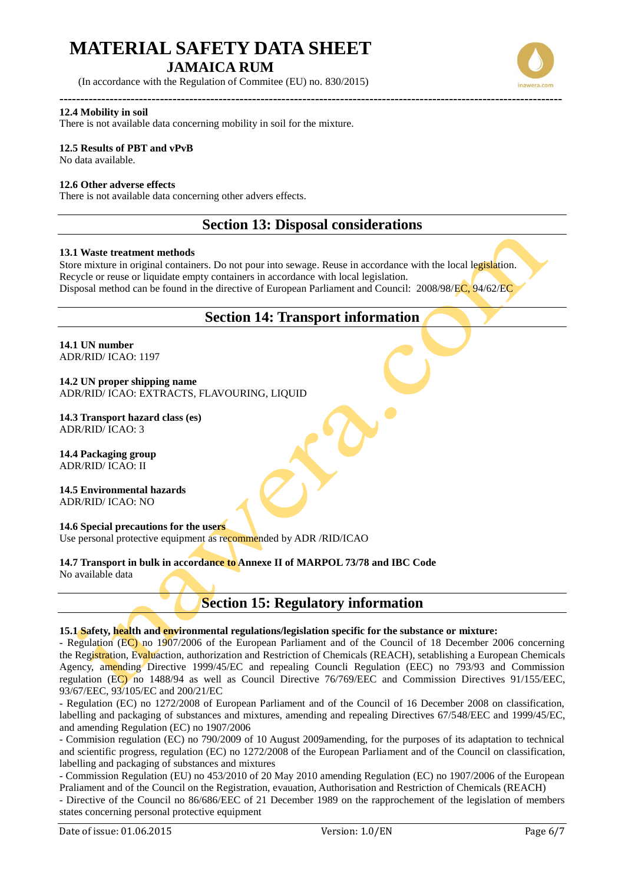#### 12.4 Mobility in soil

There is not available data concerning mobility in soil for the mixture.

#### 12.5 Results of PBT and vPvB

No data available.

#### 12.6 Other adverse effects

There is not available data concerning other advers effects.

## Section 13: Disposal considerations

#### 13.1 Waste treatment methods

Store mixture in original containers. Do not pour into sewage. Reuse in accordance with the local legislation.
Recycle or reuse or liquidate empty containers in accordance with local legislation.
Disposal method can be found in the directive of European Parliament and Council: 2008/98/EC, 94/62/EC

## Section 14: Transport information

#### 14.1 UN number

ADR/RID/ ICAO: 1197

#### 14.2 UN proper shipping name

ADR/RID/ ICAO: EXTRACTS, FLAVOURING, LIQUID

#### 14.3 Transport hazard class (es)

ADR/RID/ ICAO: 3

#### 14.4 Packaging group

ADR/RID/ ICAO: II

#### 14.5 Environmental hazards

ADR/RID/ ICAO: NO

#### 14.6 Special precautions for the users

Use personal protective equipment as recommended by ADR /RID/ICAO

#### 14.7 Transport in bulk in accordance to Annexe II of MARPOL 73/78 and IBC Code

No available data

## Section 15: Regulatory information

#### 15.1 Safety, health and environmental regulations/legislation specific for the substance or mixture:

- Regulation (EC) no 1907/2006 of the European Parliament and of the Council of 18 December 2006 concerning the Registration, Evaluaction, authorization and Restriction of Chemicals (REACH), setablishing a European Chemicals Agency, amending Directive 1999/45/EC and repealing Councli Regulation (EEC) no 793/93 and Commission regulation (EC) no 1488/94 as well as Council Directive 76/769/EEC and Commission Directives 91/155/EEC, 93/67/EEC, 93/105/EC and 200/21/EC
- Regulation (EC) no 1272/2008 of European Parliament and of the Council of 16 December 2008 on classification, labelling and packaging of substances and mixtures, amending and repealing Directives 67/548/EEC and 1999/45/EC, and amending Regulation (EC) no 1907/2006
- Commision regulation (EC) no 790/2009 of 10 August 2009amending, for the purposes of its adaptation to technical and scientific progress, regulation (EC) no 1272/2008 of the European Parliament and of the Council on classification, labelling and packaging of substances and mixtures
- Commission Regulation (EU) no 453/2010 of 20 May 2010 amending Regulation (EC) no 1907/2006 of the European Praliament and of the Council on the Registration, evauation, Authorisation and Restriction of Chemicals (REACH)
- Directive of the Council no 86/686/EEC of 21 December 1989 on the rapprochement of the legislation of members states concerning personal protective equipment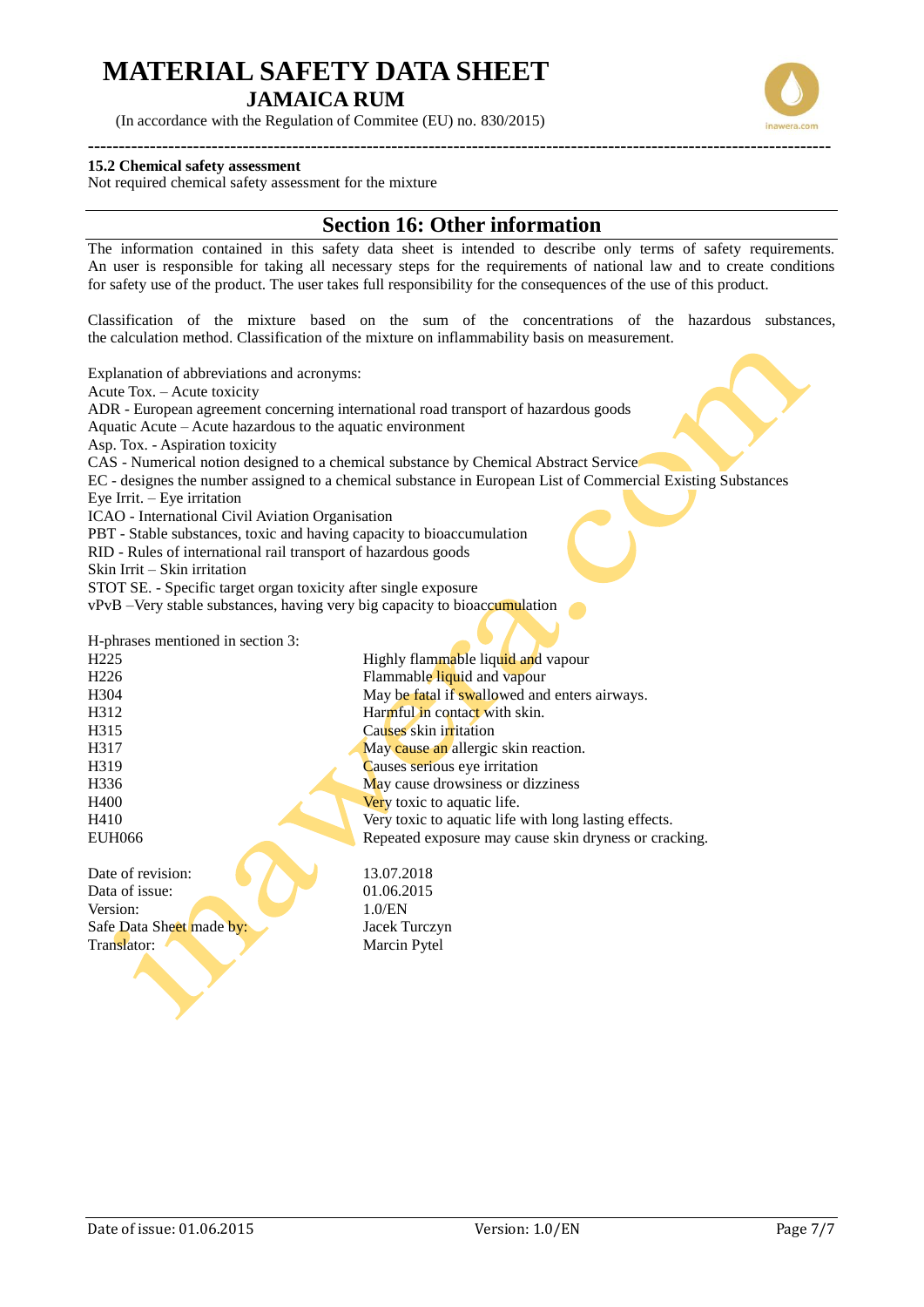**15.2 Chemical safety assessment**

Not required chemical safety assessment for the mixture

## Section 16: Other information

The information contained in this safety data sheet is intended to describe only terms of safety requirements. An user is responsible for taking all necessary steps for the requirements of national law and to create conditions for safety use of the product. The user takes full responsibility for the consequences of the use of this product.

Classification of the mixture based on the sum of the concentrations of the hazardous substances, the calculation method. Classification of the mixture on inflammability basis on measurement.

Explanation of abbreviations and acronyms:

Acute Tox. – Acute toxicity
ADR - European agreement concerning international road transport of hazardous goods
Aquatic Acute – Acute hazardous to the aquatic environment
Asp. Tox. - Aspiration toxicity
CAS - Numerical notion designed to a chemical substance by Chemical Abstract Service
EC - designes the number assigned to a chemical substance in European List of Commercial Existing Substances
Eye Irrit. – Eye irritation
ICAO - International Civil Aviation Organisation
PBT - Stable substances, toxic and having capacity to bioaccumulation
RID - Rules of international rail transport of hazardous goods
Skin Irrit – Skin irritation
STOT SE. - Specific target organ toxicity after single exposure
vPvB –Very stable substances, having very big capacity to bioaccumulation

H-phrases mentioned in section 3:

| | |
|---|---|
| H225 | Highly flammable liquid and vapour |
| H226 | Flammable liquid and vapour |
| H304 | May be fatal if swallowed and enters airways. |
| H312 | Harmful in contact with skin. |
| H315 | Causes skin irritation |
| H317 | May cause an allergic skin reaction. |
| H319 | Causes serious eye irritation |
| H336 | May cause drowsiness or dizziness |
| H400 | Very toxic to aquatic life. |
| H410 | Very toxic to aquatic life with long lasting effects. |
| EUH066 | Repeated exposure may cause skin dryness or cracking. |

| | |
|---|---|
| Date of revision: | 13.07.2018 |
| Data of issue: | 01.06.2015 |
| Version: | 1.0/EN |
| Safe Data Sheet made by: | Jacek Turczyn |
| Translator: | Marcin Pytel |